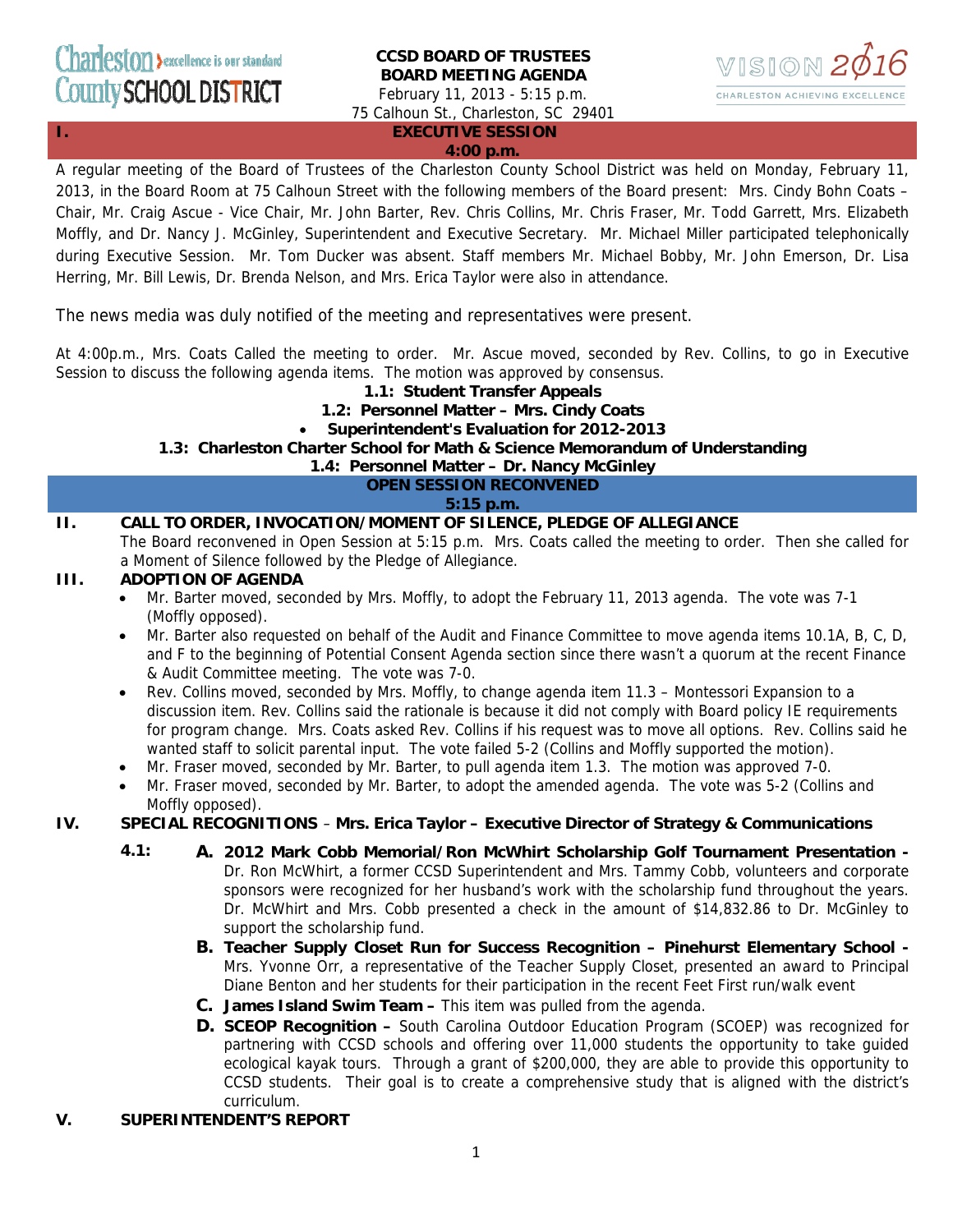Charleston County SCHOOL DISTRICT — excellence is our standard

**CCSD BOARD OF TRUSTEES**
**BOARD MEETING AGENDA**
February 11, 2013 - 5:15 p.m.
75 Calhoun St., Charleston, SC 29401

VISION 2016 — CHARLESTON ACHIEVING EXCELLENCE

## I. EXECUTIVE SESSION
**4:00 p.m.**

A regular meeting of the Board of Trustees of the Charleston County School District was held on Monday, February 11, 2013, in the Board Room at 75 Calhoun Street with the following members of the Board present: Mrs. Cindy Bohn Coats – Chair, Mr. Craig Ascue - Vice Chair, Mr. John Barter, Rev. Chris Collins, Mr. Chris Fraser, Mr. Todd Garrett, Mrs. Elizabeth Moffly, and Dr. Nancy J. McGinley, Superintendent and Executive Secretary. Mr. Michael Miller participated telephonically during Executive Session. Mr. Tom Ducker was absent. Staff members Mr. Michael Bobby, Mr. John Emerson, Dr. Lisa Herring, Mr. Bill Lewis, Dr. Brenda Nelson, and Mrs. Erica Taylor were also in attendance.

The news media was duly notified of the meeting and representatives were present.

At 4:00p.m., Mrs. Coats Called the meeting to order. Mr. Ascue moved, seconded by Rev. Collins, to go in Executive Session to discuss the following agenda items. The motion was approved by consensus.

**1.1: Student Transfer Appeals**

**1.2: Personnel Matter – Mrs. Cindy Coats**

- **Superintendent's Evaluation for 2012-2013**

**1.3: Charleston Charter School for Math & Science Memorandum of Understanding**

**1.4: Personnel Matter – Dr. Nancy McGinley**

**OPEN SESSION RECONVENED**
**5:15 p.m.**

## II. CALL TO ORDER, INVOCATION/MOMENT OF SILENCE, PLEDGE OF ALLEGIANCE

The Board reconvened in Open Session at 5:15 p.m. Mrs. Coats called the meeting to order. Then she called for a Moment of Silence followed by the Pledge of Allegiance.

## III. ADOPTION OF AGENDA

- Mr. Barter moved, seconded by Mrs. Moffly, to adopt the February 11, 2013 agenda. The vote was 7-1 (Moffly opposed).
- Mr. Barter also requested on behalf of the Audit and Finance Committee to move agenda items 10.1A, B, C, D, and F to the beginning of Potential Consent Agenda section since there wasn't a quorum at the recent Finance & Audit Committee meeting. The vote was 7-0.
- Rev. Collins moved, seconded by Mrs. Moffly, to change agenda item 11.3 – Montessori Expansion to a discussion item. Rev. Collins said the rationale is because it did not comply with Board policy IE requirements for program change. Mrs. Coats asked Rev. Collins if his request was to move all options. Rev. Collins said he wanted staff to solicit parental input. The vote failed 5-2 (Collins and Moffly supported the motion).
- Mr. Fraser moved, seconded by Mr. Barter, to pull agenda item 1.3. The motion was approved 7-0.
- Mr. Fraser moved, seconded by Mr. Barter, to adopt the amended agenda. The vote was 5-2 (Collins and Moffly opposed).

## IV. SPECIAL RECOGNITIONS – Mrs. Erica Taylor – Executive Director of Strategy & Communications

**4.1:**

**A. 2012 Mark Cobb Memorial/Ron McWhirt Scholarship Golf Tournament Presentation -** Dr. Ron McWhirt, a former CCSD Superintendent and Mrs. Tammy Cobb, volunteers and corporate sponsors were recognized for her husband's work with the scholarship fund throughout the years. Dr. McWhirt and Mrs. Cobb presented a check in the amount of $14,832.86 to Dr. McGinley to support the scholarship fund.

**B. Teacher Supply Closet Run for Success Recognition – Pinehurst Elementary School -** Mrs. Yvonne Orr, a representative of the Teacher Supply Closet, presented an award to Principal Diane Benton and her students for their participation in the recent Feet First run/walk event

**C. James Island Swim Team –** This item was pulled from the agenda.

**D. SCEOP Recognition –** South Carolina Outdoor Education Program (SCOEP) was recognized for partnering with CCSD schools and offering over 11,000 students the opportunity to take guided ecological kayak tours. Through a grant of $200,000, they are able to provide this opportunity to CCSD students. Their goal is to create a comprehensive study that is aligned with the district's curriculum.

## V. SUPERINTENDENT'S REPORT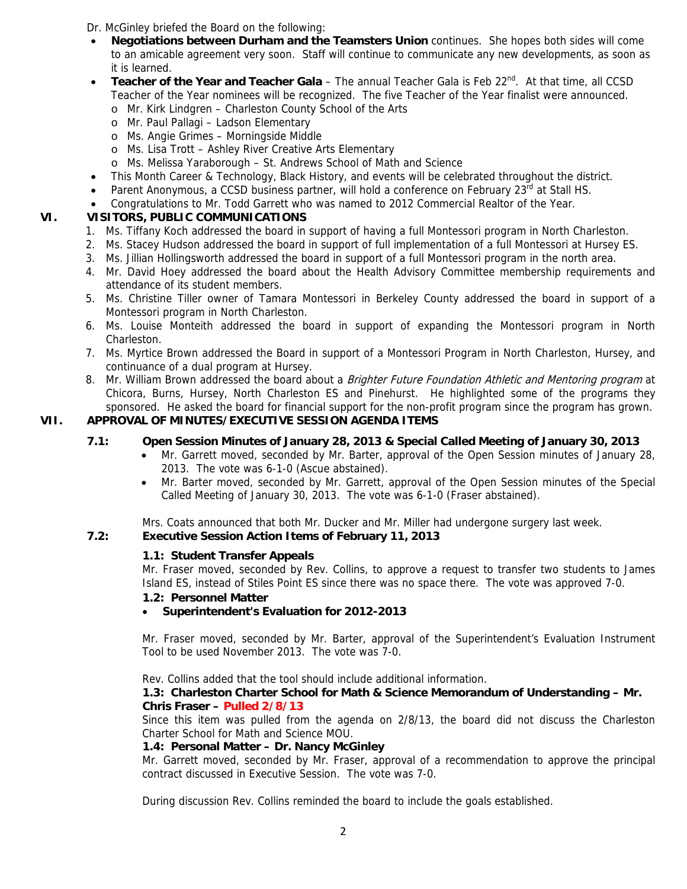Dr. McGinley briefed the Board on the following:

- **Negotiations between Durham and the Teamsters Union** continues. She hopes both sides will come to an amicable agreement very soon. Staff will continue to communicate any new developments, as soon as it is learned.
- **Teacher of the Year and Teacher Gala** – The annual Teacher Gala is Feb 22nd. At that time, all CCSD Teacher of the Year nominees will be recognized. The five Teacher of the Year finalist were announced.
  - Mr. Kirk Lindgren – Charleston County School of the Arts
  - Mr. Paul Pallagi – Ladson Elementary
  - Ms. Angie Grimes – Morningside Middle
  - Ms. Lisa Trott – Ashley River Creative Arts Elementary
  - Ms. Melissa Yaraborough – St. Andrews School of Math and Science
- This Month Career & Technology, Black History, and events will be celebrated throughout the district.
- Parent Anonymous, a CCSD business partner, will hold a conference on February 23rd at Stall HS.
- Congratulations to Mr. Todd Garrett who was named to 2012 Commercial Realtor of the Year.

## VI. VISITORS, PUBLIC COMMUNICATIONS

1. Ms. Tiffany Koch addressed the board in support of having a full Montessori program in North Charleston.
2. Ms. Stacey Hudson addressed the board in support of full implementation of a full Montessori at Hursey ES.
3. Ms. Jillian Hollingsworth addressed the board in support of a full Montessori program in the north area.
4. Mr. David Hoey addressed the board about the Health Advisory Committee membership requirements and attendance of its student members.
5. Ms. Christine Tiller owner of Tamara Montessori in Berkeley County addressed the board in support of a Montessori program in North Charleston.
6. Ms. Louise Monteith addressed the board in support of expanding the Montessori program in North Charleston.
7. Ms. Myrtice Brown addressed the Board in support of a Montessori Program in North Charleston, Hursey, and continuance of a dual program at Hursey.
8. Mr. William Brown addressed the board about a *Brighter Future Foundation Athletic and Mentoring program* at Chicora, Burns, Hursey, North Charleston ES and Pinehurst. He highlighted some of the programs they sponsored. He asked the board for financial support for the non-profit program since the program has grown.

## VII. APPROVAL OF MINUTES/EXECUTIVE SESSION AGENDA ITEMS

### 7.1: Open Session Minutes of January 28, 2013 & Special Called Meeting of January 30, 2013

- Mr. Garrett moved, seconded by Mr. Barter, approval of the Open Session minutes of January 28, 2013. The vote was 6-1-0 (Ascue abstained).
- Mr. Barter moved, seconded by Mr. Garrett, approval of the Open Session minutes of the Special Called Meeting of January 30, 2013. The vote was 6-1-0 (Fraser abstained).

Mrs. Coats announced that both Mr. Ducker and Mr. Miller had undergone surgery last week.

### 7.2: Executive Session Action Items of February 11, 2013

**1.1: Student Transfer Appeals**

Mr. Fraser moved, seconded by Rev. Collins, to approve a request to transfer two students to James Island ES, instead of Stiles Point ES since there was no space there. The vote was approved 7-0.

**1.2: Personnel Matter**

- **Superintendent's Evaluation for 2012-2013**

Mr. Fraser moved, seconded by Mr. Barter, approval of the Superintendent's Evaluation Instrument Tool to be used November 2013. The vote was 7-0.

Rev. Collins added that the tool should include additional information.

**1.3: Charleston Charter School for Math & Science Memorandum of Understanding – Mr. Chris Fraser – Pulled 2/8/13**

Since this item was pulled from the agenda on 2/8/13, the board did not discuss the Charleston Charter School for Math and Science MOU.

**1.4: Personal Matter – Dr. Nancy McGinley**

Mr. Garrett moved, seconded by Mr. Fraser, approval of a recommendation to approve the principal contract discussed in Executive Session. The vote was 7-0.

During discussion Rev. Collins reminded the board to include the goals established.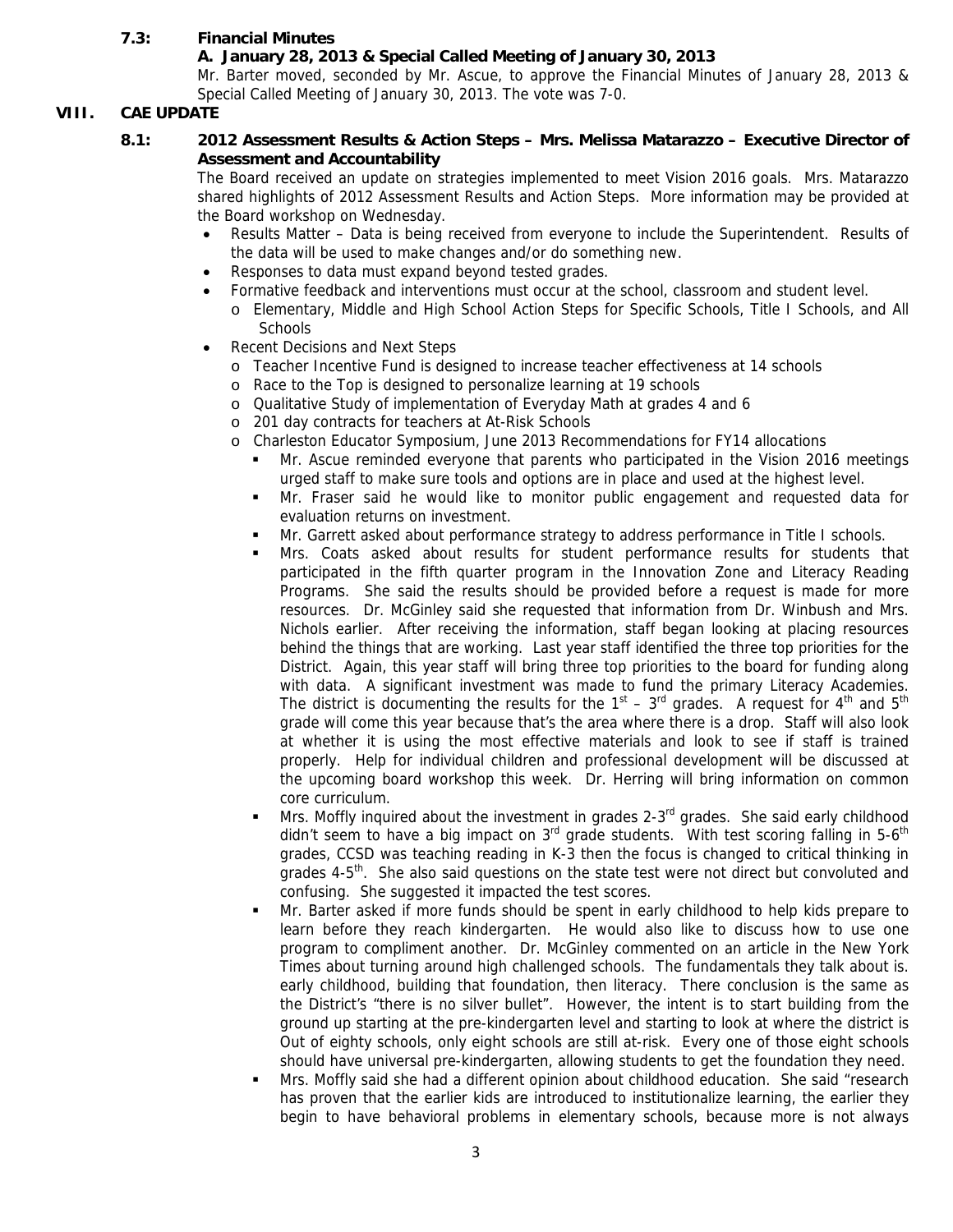**7.3: Financial Minutes**

**A. January 28, 2013 & Special Called Meeting of January 30, 2013**

Mr. Barter moved, seconded by Mr. Ascue, to approve the Financial Minutes of January 28, 2013 & Special Called Meeting of January 30, 2013. The vote was 7-0.

## VIII. CAE UPDATE

**8.1: 2012 Assessment Results & Action Steps – Mrs. Melissa Matarazzo – Executive Director of Assessment and Accountability**

The Board received an update on strategies implemented to meet Vision 2016 goals. Mrs. Matarazzo shared highlights of 2012 Assessment Results and Action Steps. More information may be provided at the Board workshop on Wednesday.

- Results Matter – Data is being received from everyone to include the Superintendent. Results of the data will be used to make changes and/or do something new.
- Responses to data must expand beyond tested grades.
- Formative feedback and interventions must occur at the school, classroom and student level.
  - Elementary, Middle and High School Action Steps for Specific Schools, Title I Schools, and All Schools
- Recent Decisions and Next Steps
  - Teacher Incentive Fund is designed to increase teacher effectiveness at 14 schools
  - Race to the Top is designed to personalize learning at 19 schools
  - Qualitative Study of implementation of Everyday Math at grades 4 and 6
  - 201 day contracts for teachers at At-Risk Schools
  - Charleston Educator Symposium, June 2013 Recommendations for FY14 allocations
    - Mr. Ascue reminded everyone that parents who participated in the Vision 2016 meetings urged staff to make sure tools and options are in place and used at the highest level.
    - Mr. Fraser said he would like to monitor public engagement and requested data for evaluation returns on investment.
    - Mr. Garrett asked about performance strategy to address performance in Title I schools.
    - Mrs. Coats asked about results for student performance results for students that participated in the fifth quarter program in the Innovation Zone and Literacy Reading Programs. She said the results should be provided before a request is made for more resources. Dr. McGinley said she requested that information from Dr. Winbush and Mrs. Nichols earlier. After receiving the information, staff began looking at placing resources behind the things that are working. Last year staff identified the three top priorities for the District. Again, this year staff will bring three top priorities to the board for funding along with data. A significant investment was made to fund the primary Literacy Academies. The district is documenting the results for the 1st – 3rd grades. A request for 4th and 5th grade will come this year because that's the area where there is a drop. Staff will also look at whether it is using the most effective materials and look to see if staff is trained properly. Help for individual children and professional development will be discussed at the upcoming board workshop this week. Dr. Herring will bring information on common core curriculum.
    - Mrs. Moffly inquired about the investment in grades 2-3rd grades. She said early childhood didn't seem to have a big impact on 3rd grade students. With test scoring falling in 5-6th grades, CCSD was teaching reading in K-3 then the focus is changed to critical thinking in grades 4-5th. She also said questions on the state test were not direct but convoluted and confusing. She suggested it impacted the test scores.
    - Mr. Barter asked if more funds should be spent in early childhood to help kids prepare to learn before they reach kindergarten. He would also like to discuss how to use one program to compliment another. Dr. McGinley commented on an article in the New York Times about turning around high challenged schools. The fundamentals they talk about is. early childhood, building that foundation, then literacy. There conclusion is the same as the District's "there is no silver bullet". However, the intent is to start building from the ground up starting at the pre-kindergarten level and starting to look at where the district is Out of eighty schools, only eight schools are still at-risk. Every one of those eight schools should have universal pre-kindergarten, allowing students to get the foundation they need.
    - Mrs. Moffly said she had a different opinion about childhood education. She said "research has proven that the earlier kids are introduced to institutionalize learning, the earlier they begin to have behavioral problems in elementary schools, because more is not always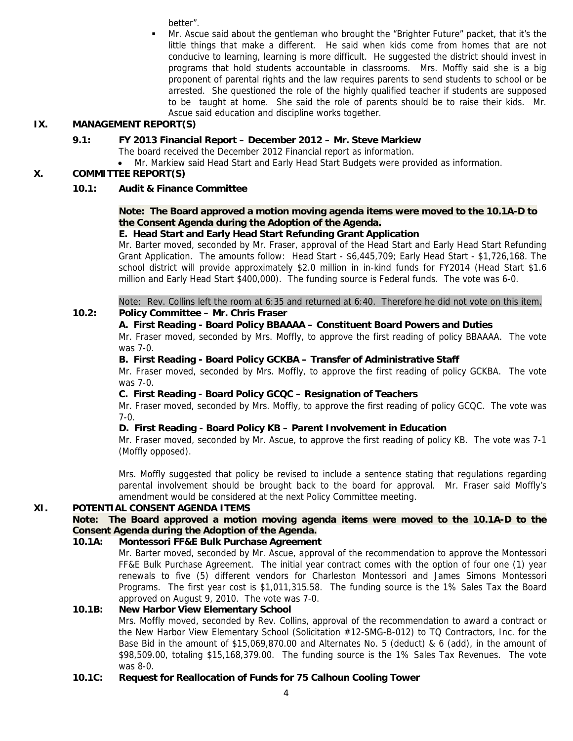better".

- Mr. Ascue said about the gentleman who brought the "Brighter Future" packet, that it's the little things that make a different. He said when kids come from homes that are not conducive to learning, learning is more difficult. He suggested the district should invest in programs that hold students accountable in classrooms. Mrs. Moffly said she is a big proponent of parental rights and the law requires parents to send students to school or be arrested. She questioned the role of the highly qualified teacher if students are supposed to be taught at home. She said the role of parents should be to raise their kids. Mr. Ascue said education and discipline works together.

## IX. MANAGEMENT REPORT(S)

### 9.1: FY 2013 Financial Report – December 2012 – Mr. Steve Markiew

The board received the December 2012 Financial report as information.

- Mr. Markiew said Head Start and Early Head Start Budgets were provided as information.

## X. COMMITTEE REPORT(S)

### 10.1: Audit & Finance Committee

**Note: The Board approved a motion moving agenda items were moved to the 10.1A-D to the Consent Agenda during the Adoption of the Agenda.**

**E. Head Start and Early Head Start Refunding Grant Application**

Mr. Barter moved, seconded by Mr. Fraser, approval of the Head Start and Early Head Start Refunding Grant Application. The amounts follow: Head Start - $6,445,709; Early Head Start - $1,726,168. The school district will provide approximately $2.0 million in in-kind funds for FY2014 (Head Start $1.6 million and Early Head Start $400,000). The funding source is Federal funds. The vote was 6-0.

Note: Rev. Collins left the room at 6:35 and returned at 6:40. Therefore he did not vote on this item.

### 10.2: Policy Committee – Mr. Chris Fraser

**A. First Reading - Board Policy BBAAAA – Constituent Board Powers and Duties**

Mr. Fraser moved, seconded by Mrs. Moffly, to approve the first reading of policy BBAAAA. The vote was 7-0.

**B. First Reading - Board Policy GCKBA – Transfer of Administrative Staff**

Mr. Fraser moved, seconded by Mrs. Moffly, to approve the first reading of policy GCKBA. The vote was 7-0.

**C. First Reading - Board Policy GCQC – Resignation of Teachers**

Mr. Fraser moved, seconded by Mrs. Moffly, to approve the first reading of policy GCQC. The vote was 7-0.

**D. First Reading - Board Policy KB – Parent Involvement in Education**

Mr. Fraser moved, seconded by Mr. Ascue, to approve the first reading of policy KB. The vote was 7-1 (Moffly opposed).

Mrs. Moffly suggested that policy be revised to include a sentence stating that regulations regarding parental involvement should be brought back to the board for approval. Mr. Fraser said Moffly's amendment would be considered at the next Policy Committee meeting.

## XI. POTENTIAL CONSENT AGENDA ITEMS

**Note: The Board approved a motion moving agenda items were moved to the 10.1A-D to the Consent Agenda during the Adoption of the Agenda.**

### 10.1A: Montessori FF&E Bulk Purchase Agreement

Mr. Barter moved, seconded by Mr. Ascue, approval of the recommendation to approve the Montessori FF&E Bulk Purchase Agreement. The initial year contract comes with the option of four one (1) year renewals to five (5) different vendors for Charleston Montessori and James Simons Montessori Programs. The first year cost is $1,011,315.58. The funding source is the 1% Sales Tax the Board approved on August 9, 2010. The vote was 7-0.

### 10.1B: New Harbor View Elementary School

Mrs. Moffly moved, seconded by Rev. Collins, approval of the recommendation to award a contract or the New Harbor View Elementary School (Solicitation #12-SMG-B-012) to TQ Contractors, Inc. for the Base Bid in the amount of $15,069,870.00 and Alternates No. 5 (deduct) & 6 (add), in the amount of $98,509.00, totaling $15,168,379.00. The funding source is the 1% Sales Tax Revenues. The vote was 8-0.

### 10.1C: Request for Reallocation of Funds for 75 Calhoun Cooling Tower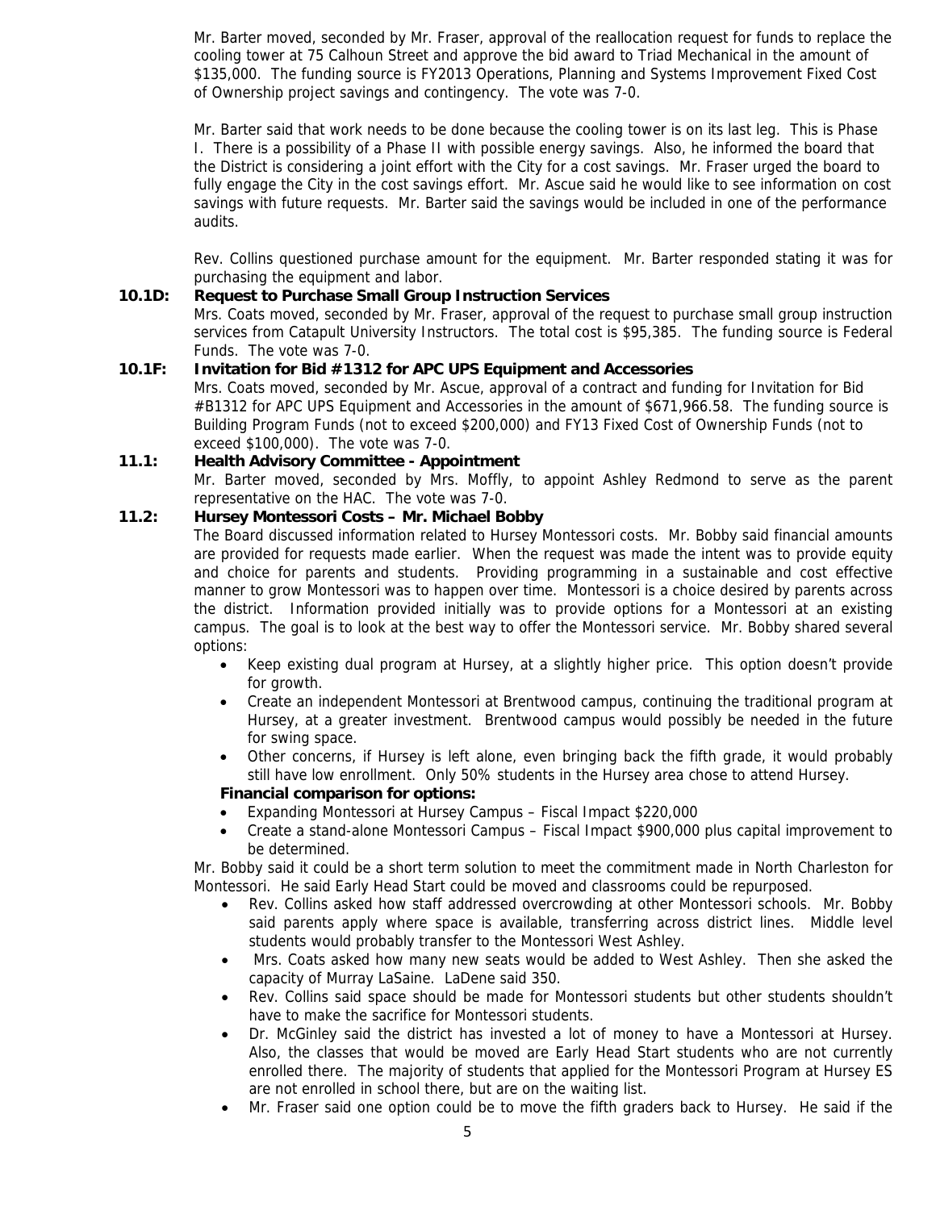Mr. Barter moved, seconded by Mr. Fraser, approval of the reallocation request for funds to replace the cooling tower at 75 Calhoun Street and approve the bid award to Triad Mechanical in the amount of $135,000. The funding source is FY2013 Operations, Planning and Systems Improvement Fixed Cost of Ownership project savings and contingency. The vote was 7-0.

Mr. Barter said that work needs to be done because the cooling tower is on its last leg. This is Phase I. There is a possibility of a Phase II with possible energy savings. Also, he informed the board that the District is considering a joint effort with the City for a cost savings. Mr. Fraser urged the board to fully engage the City in the cost savings effort. Mr. Ascue said he would like to see information on cost savings with future requests. Mr. Barter said the savings would be included in one of the performance audits.

Rev. Collins questioned purchase amount for the equipment. Mr. Barter responded stating it was for purchasing the equipment and labor.

**10.1D: Request to Purchase Small Group Instruction Services**

Mrs. Coats moved, seconded by Mr. Fraser, approval of the request to purchase small group instruction services from Catapult University Instructors. The total cost is $95,385. The funding source is Federal Funds. The vote was 7-0.

**10.1F: Invitation for Bid #1312 for APC UPS Equipment and Accessories**

Mrs. Coats moved, seconded by Mr. Ascue, approval of a contract and funding for Invitation for Bid #B1312 for APC UPS Equipment and Accessories in the amount of $671,966.58. The funding source is Building Program Funds (not to exceed $200,000) and FY13 Fixed Cost of Ownership Funds (not to exceed $100,000). The vote was 7-0.

**11.1: Health Advisory Committee - Appointment**

Mr. Barter moved, seconded by Mrs. Moffly, to appoint Ashley Redmond to serve as the parent representative on the HAC. The vote was 7-0.

**11.2: Hursey Montessori Costs – Mr. Michael Bobby**

The Board discussed information related to Hursey Montessori costs. Mr. Bobby said financial amounts are provided for requests made earlier. When the request was made the intent was to provide equity and choice for parents and students. Providing programming in a sustainable and cost effective manner to grow Montessori was to happen over time. Montessori is a choice desired by parents across the district. Information provided initially was to provide options for a Montessori at an existing campus. The goal is to look at the best way to offer the Montessori service. Mr. Bobby shared several options:

- Keep existing dual program at Hursey, at a slightly higher price. This option doesn't provide for growth.
- Create an independent Montessori at Brentwood campus, continuing the traditional program at Hursey, at a greater investment. Brentwood campus would possibly be needed in the future for swing space.
- Other concerns, if Hursey is left alone, even bringing back the fifth grade, it would probably still have low enrollment. Only 50% students in the Hursey area chose to attend Hursey.

**Financial comparison for options:**

- Expanding Montessori at Hursey Campus – Fiscal Impact $220,000
- Create a stand-alone Montessori Campus – Fiscal Impact $900,000 plus capital improvement to be determined.

Mr. Bobby said it could be a short term solution to meet the commitment made in North Charleston for Montessori. He said Early Head Start could be moved and classrooms could be repurposed.

- Rev. Collins asked how staff addressed overcrowding at other Montessori schools. Mr. Bobby said parents apply where space is available, transferring across district lines. Middle level students would probably transfer to the Montessori West Ashley.
- Mrs. Coats asked how many new seats would be added to West Ashley. Then she asked the capacity of Murray LaSaine. LaDene said 350.
- Rev. Collins said space should be made for Montessori students but other students shouldn't have to make the sacrifice for Montessori students.
- Dr. McGinley said the district has invested a lot of money to have a Montessori at Hursey. Also, the classes that would be moved are Early Head Start students who are not currently enrolled there. The majority of students that applied for the Montessori Program at Hursey ES are not enrolled in school there, but are on the waiting list.
- Mr. Fraser said one option could be to move the fifth graders back to Hursey. He said if the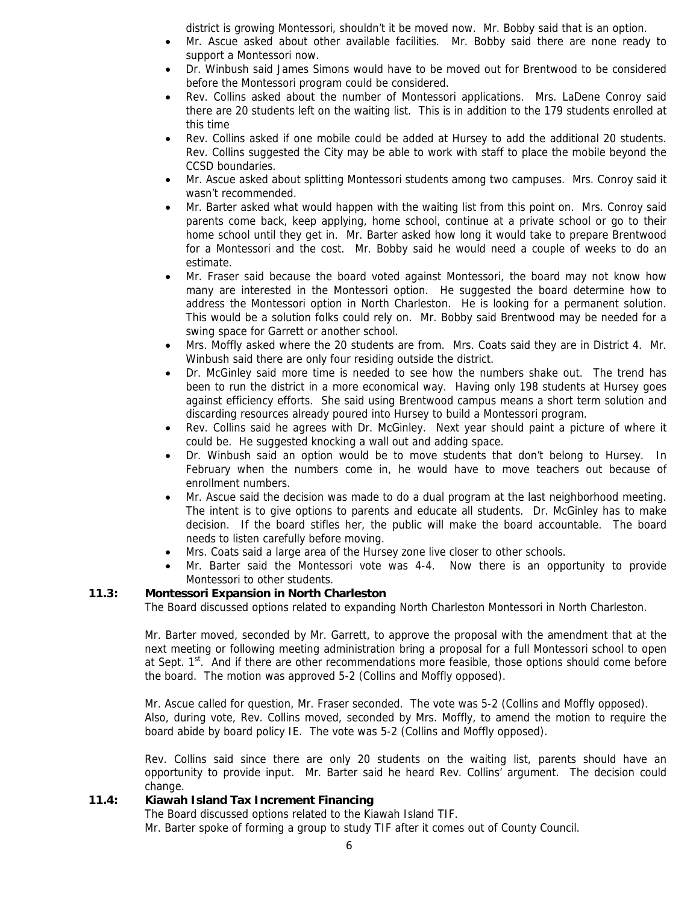district is growing Montessori, shouldn't it be moved now. Mr. Bobby said that is an option.

- Mr. Ascue asked about other available facilities. Mr. Bobby said there are none ready to support a Montessori now.
- Dr. Winbush said James Simons would have to be moved out for Brentwood to be considered before the Montessori program could be considered.
- Rev. Collins asked about the number of Montessori applications. Mrs. LaDene Conroy said there are 20 students left on the waiting list. This is in addition to the 179 students enrolled at this time
- Rev. Collins asked if one mobile could be added at Hursey to add the additional 20 students. Rev. Collins suggested the City may be able to work with staff to place the mobile beyond the CCSD boundaries.
- Mr. Ascue asked about splitting Montessori students among two campuses. Mrs. Conroy said it wasn't recommended.
- Mr. Barter asked what would happen with the waiting list from this point on. Mrs. Conroy said parents come back, keep applying, home school, continue at a private school or go to their home school until they get in. Mr. Barter asked how long it would take to prepare Brentwood for a Montessori and the cost. Mr. Bobby said he would need a couple of weeks to do an estimate.
- Mr. Fraser said because the board voted against Montessori, the board may not know how many are interested in the Montessori option. He suggested the board determine how to address the Montessori option in North Charleston. He is looking for a permanent solution. This would be a solution folks could rely on. Mr. Bobby said Brentwood may be needed for a swing space for Garrett or another school.
- Mrs. Moffly asked where the 20 students are from. Mrs. Coats said they are in District 4. Mr. Winbush said there are only four residing outside the district.
- Dr. McGinley said more time is needed to see how the numbers shake out. The trend has been to run the district in a more economical way. Having only 198 students at Hursey goes against efficiency efforts. She said using Brentwood campus means a short term solution and discarding resources already poured into Hursey to build a Montessori program.
- Rev. Collins said he agrees with Dr. McGinley. Next year should paint a picture of where it could be. He suggested knocking a wall out and adding space.
- Dr. Winbush said an option would be to move students that don't belong to Hursey. In February when the numbers come in, he would have to move teachers out because of enrollment numbers.
- Mr. Ascue said the decision was made to do a dual program at the last neighborhood meeting. The intent is to give options to parents and educate all students. Dr. McGinley has to make decision. If the board stifles her, the public will make the board accountable. The board needs to listen carefully before moving.
- Mrs. Coats said a large area of the Hursey zone live closer to other schools.
- Mr. Barter said the Montessori vote was 4-4. Now there is an opportunity to provide Montessori to other students.

**11.3: Montessori Expansion in North Charleston**

The Board discussed options related to expanding North Charleston Montessori in North Charleston.

Mr. Barter moved, seconded by Mr. Garrett, to approve the proposal with the amendment that at the next meeting or following meeting administration bring a proposal for a full Montessori school to open at Sept. 1st. And if there are other recommendations more feasible, those options should come before the board. The motion was approved 5-2 (Collins and Moffly opposed).

Mr. Ascue called for question, Mr. Fraser seconded. The vote was 5-2 (Collins and Moffly opposed). Also, during vote, Rev. Collins moved, seconded by Mrs. Moffly, to amend the motion to require the board abide by board policy IE. The vote was 5-2 (Collins and Moffly opposed).

Rev. Collins said since there are only 20 students on the waiting list, parents should have an opportunity to provide input. Mr. Barter said he heard Rev. Collins' argument. The decision could change.

**11.4: Kiawah Island Tax Increment Financing**

The Board discussed options related to the Kiawah Island TIF.

Mr. Barter spoke of forming a group to study TIF after it comes out of County Council.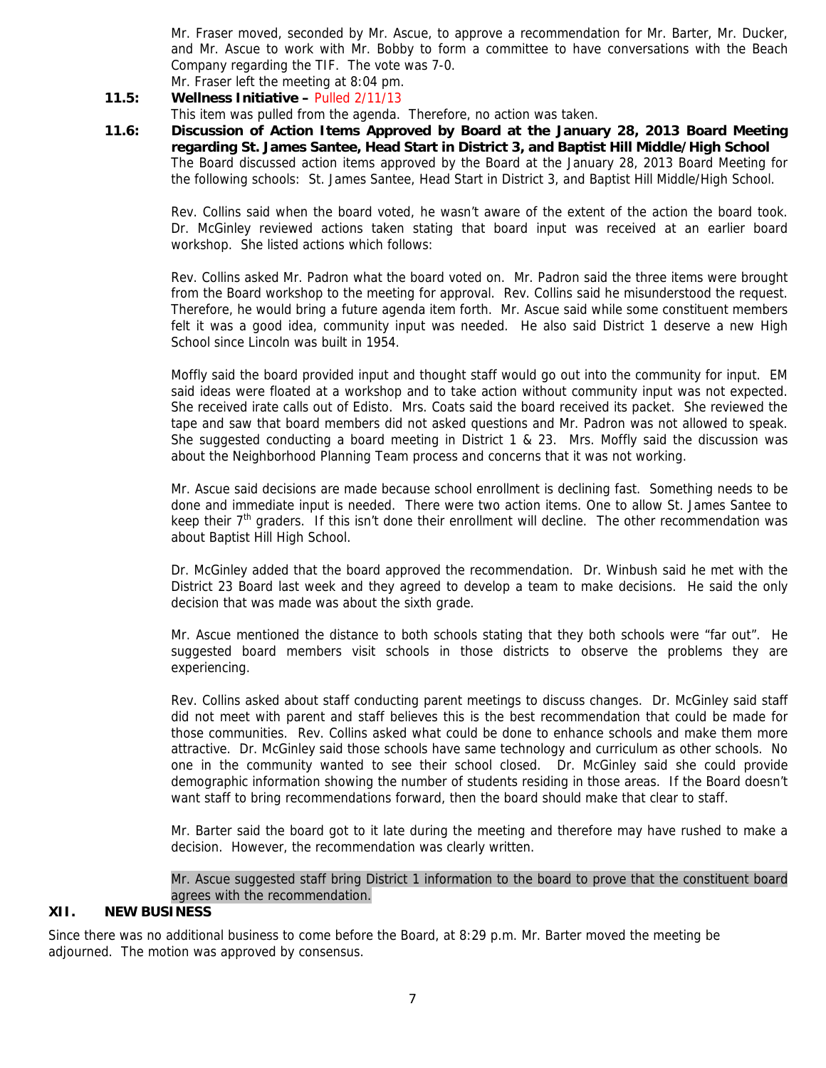Mr. Fraser moved, seconded by Mr. Ascue, to approve a recommendation for Mr. Barter, Mr. Ducker, and Mr. Ascue to work with Mr. Bobby to form a committee to have conversations with the Beach Company regarding the TIF. The vote was 7-0.

Mr. Fraser left the meeting at 8:04 pm.

**11.5: Wellness Initiative –** Pulled 2/11/13

This item was pulled from the agenda. Therefore, no action was taken.

**11.6: Discussion of Action Items Approved by Board at the January 28, 2013 Board Meeting regarding St. James Santee, Head Start in District 3, and Baptist Hill Middle/High School**

The Board discussed action items approved by the Board at the January 28, 2013 Board Meeting for the following schools: St. James Santee, Head Start in District 3, and Baptist Hill Middle/High School.

Rev. Collins said when the board voted, he wasn't aware of the extent of the action the board took. Dr. McGinley reviewed actions taken stating that board input was received at an earlier board workshop. She listed actions which follows:

Rev. Collins asked Mr. Padron what the board voted on. Mr. Padron said the three items were brought from the Board workshop to the meeting for approval. Rev. Collins said he misunderstood the request. Therefore, he would bring a future agenda item forth. Mr. Ascue said while some constituent members felt it was a good idea, community input was needed. He also said District 1 deserve a new High School since Lincoln was built in 1954.

Moffly said the board provided input and thought staff would go out into the community for input. EM said ideas were floated at a workshop and to take action without community input was not expected. She received irate calls out of Edisto. Mrs. Coats said the board received its packet. She reviewed the tape and saw that board members did not asked questions and Mr. Padron was not allowed to speak. She suggested conducting a board meeting in District 1 & 23. Mrs. Moffly said the discussion was about the Neighborhood Planning Team process and concerns that it was not working.

Mr. Ascue said decisions are made because school enrollment is declining fast. Something needs to be done and immediate input is needed. There were two action items. One to allow St. James Santee to keep their 7th graders. If this isn't done their enrollment will decline. The other recommendation was about Baptist Hill High School.

Dr. McGinley added that the board approved the recommendation. Dr. Winbush said he met with the District 23 Board last week and they agreed to develop a team to make decisions. He said the only decision that was made was about the sixth grade.

Mr. Ascue mentioned the distance to both schools stating that they both schools were "far out". He suggested board members visit schools in those districts to observe the problems they are experiencing.

Rev. Collins asked about staff conducting parent meetings to discuss changes. Dr. McGinley said staff did not meet with parent and staff believes this is the best recommendation that could be made for those communities. Rev. Collins asked what could be done to enhance schools and make them more attractive. Dr. McGinley said those schools have same technology and curriculum as other schools. No one in the community wanted to see their school closed. Dr. McGinley said she could provide demographic information showing the number of students residing in those areas. If the Board doesn't want staff to bring recommendations forward, then the board should make that clear to staff.

Mr. Barter said the board got to it late during the meeting and therefore may have rushed to make a decision. However, the recommendation was clearly written.

Mr. Ascue suggested staff bring District 1 information to the board to prove that the constituent board agrees with the recommendation.

## XII. NEW BUSINESS

Since there was no additional business to come before the Board, at 8:29 p.m. Mr. Barter moved the meeting be adjourned. The motion was approved by consensus.